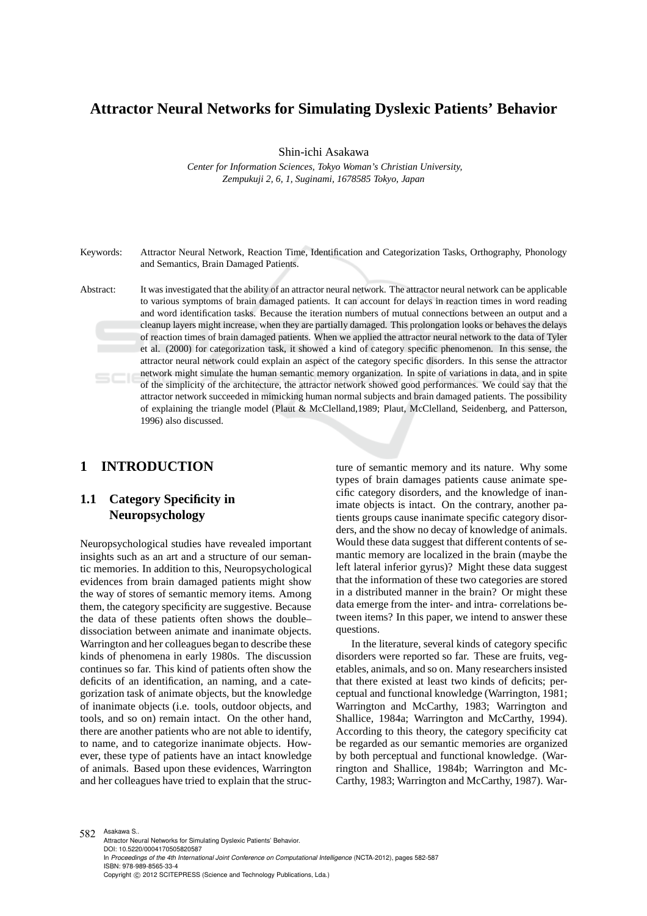# Attractor Neural Networks for Simulating Dyslexic Patients' Behavior

Shin-ichi Asakawa

*Center for Information Sciences, Tokyo Woman's Christian University,*
*Zempukuji 2, 6, 1, Suginami, 1678585 Tokyo, Japan*

Keywords: Attractor Neural Network, Reaction Time, Identification and Categorization Tasks, Orthography, Phonology and Semantics, Brain Damaged Patients.

Abstract: It was investigated that the ability of an attractor neural network. The attractor neural network can be applicable to various symptoms of brain damaged patients. It can account for delays in reaction times in word reading and word identification tasks. Because the iteration numbers of mutual connections between an output and a cleanup layers might increase, when they are partially damaged. This prolongation looks or behaves the delays of reaction times of brain damaged patients. When we applied the attractor neural network to the data of Tyler et al. (2000) for categorization task, it showed a kind of category specific phenomenon. In this sense, the attractor neural network could explain an aspect of the category specific disorders. In this sense the attractor network might simulate the human semantic memory organization. In spite of variations in data, and in spite of the simplicity of the architecture, the attractor network showed good performances. We could say that the attractor network succeeded in mimicking human normal subjects and brain damaged patients. The possibility of explaining the triangle model (Plaut & McClelland,1989; Plaut, McClelland, Seidenberg, and Patterson, 1996) also discussed.

## 1 INTRODUCTION

### 1.1 Category Specificity in Neuropsychology

Neuropsychological studies have revealed important insights such as an art and a structure of our semantic memories. In addition to this, Neuropsychological evidences from brain damaged patients might show the way of stores of semantic memory items. Among them, the category specificity are suggestive. Because the data of these patients often shows the double–dissociation between animate and inanimate objects. Warrington and her colleagues began to describe these kinds of phenomena in early 1980s. The discussion continues so far. This kind of patients often show the deficits of an identification, an naming, and a categorization task of animate objects, but the knowledge of inanimate objects (i.e. tools, outdoor objects, and tools, and so on) remain intact. On the other hand, there are another patients who are not able to identify, to name, and to categorize inanimate objects. However, these type of patients have an intact knowledge of animals. Based upon these evidences, Warrington and her colleagues have tried to explain that the structure of semantic memory and its nature. Why some types of brain damages patients cause animate specific category disorders, and the knowledge of inanimate objects is intact. On the contrary, another patients groups cause inanimate specific category disorders, and the show no decay of knowledge of animals. Would these data suggest that different contents of semantic memory are localized in the brain (maybe the left lateral inferior gyrus)? Might these data suggest that the information of these two categories are stored in a distributed manner in the brain? Or might these data emerge from the inter- and intra- correlations between items? In this paper, we intend to answer these questions.

In the literature, several kinds of category specific disorders were reported so far. These are fruits, vegetables, animals, and so on. Many researchers insisted that there existed at least two kinds of deficits; perceptual and functional knowledge (Warrington, 1981; Warrington and McCarthy, 1983; Warrington and Shallice, 1984a; Warrington and McCarthy, 1994). According to this theory, the category specificity cat be regarded as our semantic memories are organized by both perceptual and functional knowledge. (Warrington and Shallice, 1984b; Warrington and McCarthy, 1983; Warrington and McCarthy, 1987). War-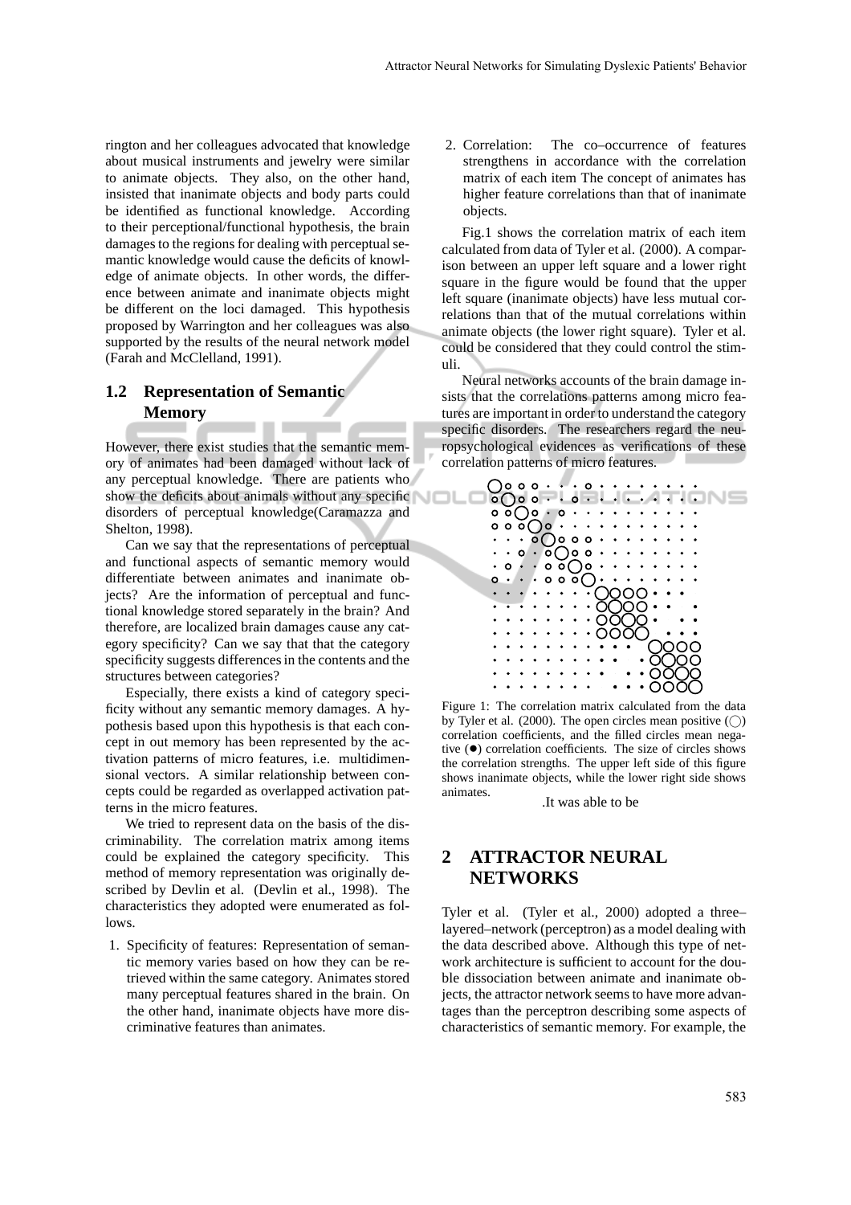rington and her colleagues advocated that knowledge about musical instruments and jewelry were similar to animate objects. They also, on the other hand, insisted that inanimate objects and body parts could be identified as functional knowledge. According to their perceptional/functional hypothesis, the brain damages to the regions for dealing with perceptual semantic knowledge would cause the deficits of knowledge of animate objects. In other words, the difference between animate and inanimate objects might be different on the loci damaged. This hypothesis proposed by Warrington and her colleagues was also supported by the results of the neural network model (Farah and McClelland, 1991).

### 1.2 Representation of Semantic Memory

However, there exist studies that the semantic memory of animates had been damaged without lack of any perceptual knowledge. There are patients who show the deficits about animals without any specific disorders of perceptual knowledge(Caramazza and Shelton, 1998).

Can we say that the representations of perceptual and functional aspects of semantic memory would differentiate between animates and inanimate objects? Are the information of perceptual and functional knowledge stored separately in the brain? And therefore, are localized brain damages cause any category specificity? Can we say that that the category specificity suggests differences in the contents and the structures between categories?

Especially, there exists a kind of category specificity without any semantic memory damages. A hypothesis based upon this hypothesis is that each concept in out memory has been represented by the activation patterns of micro features, i.e. multidimensional vectors. A similar relationship between concepts could be regarded as overlapped activation patterns in the micro features.

We tried to represent data on the basis of the discriminability. The correlation matrix among items could be explained the category specificity. This method of memory representation was originally described by Devlin et al. (Devlin et al., 1998). The characteristics they adopted were enumerated as follows.

1. Specificity of features: Representation of semantic memory varies based on how they can be retrieved within the same category. Animates stored many perceptual features shared in the brain. On the other hand, inanimate objects have more discriminative features than animates.
2. Correlation: The co–occurrence of features strengthens in accordance with the correlation matrix of each item The concept of animates has higher feature correlations than that of inanimate objects.

Fig.1 shows the correlation matrix of each item calculated from data of Tyler et al. (2000). A comparison between an upper left square and a lower right square in the figure would be found that the upper left square (inanimate objects) have less mutual correlations than that of the mutual correlations within animate objects (the lower right square). Tyler et al. could be considered that they could control the stimuli.

Neural networks accounts of the brain damage insists that the correlations patterns among micro features are important in order to understand the category specific disorders. The researchers regard the neuropsychological evidences as verifications of these correlation patterns of micro features.

Figure 1: The correlation matrix calculated from the data by Tyler et al. (2000). The open circles mean positive (○) correlation coefficients, and the filled circles mean negative (●) correlation coefficients. The size of circles shows the correlation strengths. The upper left side of this figure shows inanimate objects, while the lower right side shows animates.

.It was able to be

## 2 ATTRACTOR NEURAL NETWORKS

Tyler et al. (Tyler et al., 2000) adopted a three–layered–network (perceptron) as a model dealing with the data described above. Although this type of network architecture is sufficient to account for the double dissociation between animate and inanimate objects, the attractor network seems to have more advantages than the perceptron describing some aspects of characteristics of semantic memory. For example, the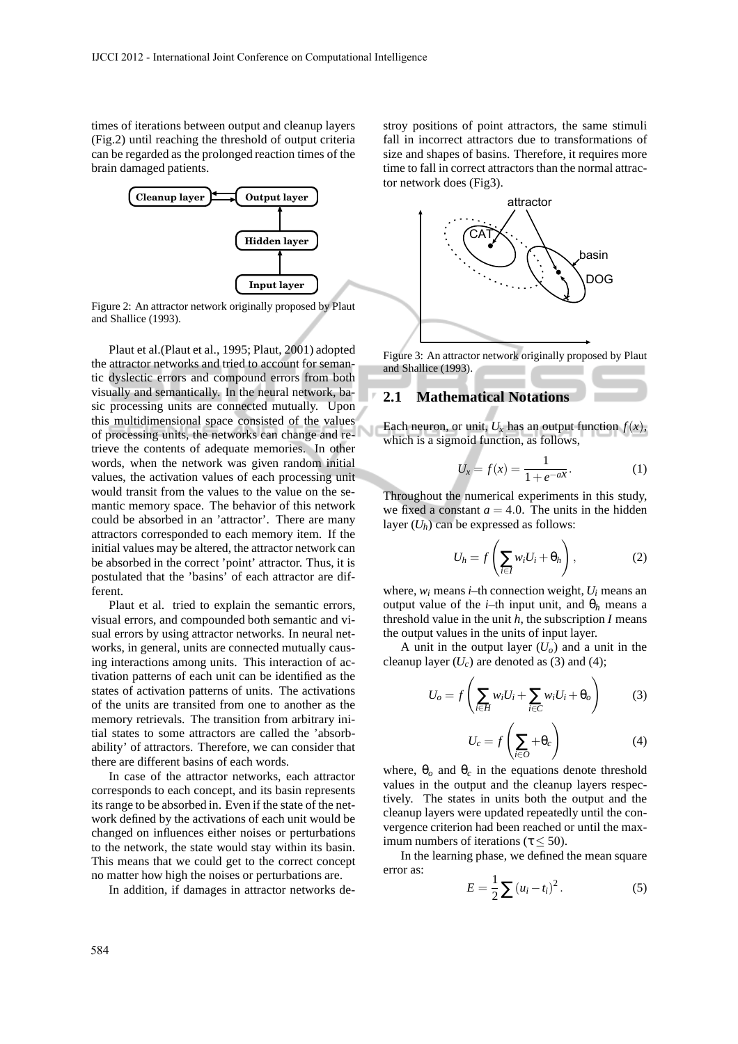times of iterations between output and cleanup layers (Fig.2) until reaching the threshold of output criteria can be regarded as the prolonged reaction times of the brain damaged patients.

Figure 2: An attractor network originally proposed by Plaut and Shallice (1993).

Plaut et al.(Plaut et al., 1995; Plaut, 2001) adopted the attractor networks and tried to account for semantic dyslectic errors and compound errors from both visually and semantically. In the neural network, basic processing units are connected mutually. Upon this multidimensional space consisted of the values of processing units, the networks can change and retrieve the contents of adequate memories. In other words, when the network was given random initial values, the activation values of each processing unit would transit from the values to the value on the semantic memory space. The behavior of this network could be absorbed in an 'attractor'. There are many attractors corresponded to each memory item. If the initial values may be altered, the attractor network can be absorbed in the correct 'point' attractor. Thus, it is postulated that the 'basins' of each attractor are different.

Plaut et al. tried to explain the semantic errors, visual errors, and compounded both semantic and visual errors by using attractor networks. In neural networks, in general, units are connected mutually causing interactions among units. This interaction of activation patterns of each unit can be identified as the states of activation patterns of units. The activations of the units are transited from one to another as the memory retrievals. The transition from arbitrary initial states to some attractors are called the 'absorbability' of attractors. Therefore, we can consider that there are different basins of each words.

In case of the attractor networks, each attractor corresponds to each concept, and its basin represents its range to be absorbed in. Even if the state of the network defined by the activations of each unit would be changed on influences either noises or perturbations to the network, the state would stay within its basin. This means that we could get to the correct concept no matter how high the noises or perturbations are.

In addition, if damages in attractor networks destroy positions of point attractors, the same stimuli fall in incorrect attractors due to transformations of size and shapes of basins. Therefore, it requires more time to fall in correct attractors than the normal attractor network does (Fig3).

Figure 3: An attractor network originally proposed by Plaut and Shallice (1993).

## 2.1 Mathematical Notations

Each neuron, or unit, $U_x$ has an output function $f(x)$, which is a sigmoid function, as follows,

$$U_x = f(x) = \frac{1}{1+e^{-ax}}. \tag{1}$$

Throughout the numerical experiments in this study, we fixed a constant $a = 4.0$. The units in the hidden layer ($U_h$) can be expressed as follows:

$$U_h = f\left(\sum_{i \in I} w_i U_i + \theta_h\right), \tag{2}$$

where, $w_i$ means $i$–th connection weight, $U_i$ means an output value of the $i$–th input unit, and $\theta_h$ means a threshold value in the unit $h$, the subscription $I$ means the output values in the units of input layer.

A unit in the output layer ($U_o$) and a unit in the cleanup layer ($U_c$) are denoted as (3) and (4);

$$U_o = f\left(\sum_{i \in H} w_i U_i + \sum_{i \in C} w_i U_i + \theta_o\right) \tag{3}$$

$$U_c = f\left(\sum_{i \in O} + \theta_c\right) \tag{4}$$

where, $\theta_o$ and $\theta_c$ in the equations denote threshold values in the output and the cleanup layers respectively. The states in units both the output and the cleanup layers were updated repeatedly until the convergence criterion had been reached or until the maximum numbers of iterations ($\tau \leq 50$).

In the learning phase, we defined the mean square error as:

$$E = \frac{1}{2}\sum (u_i - t_i)^2. \tag{5}$$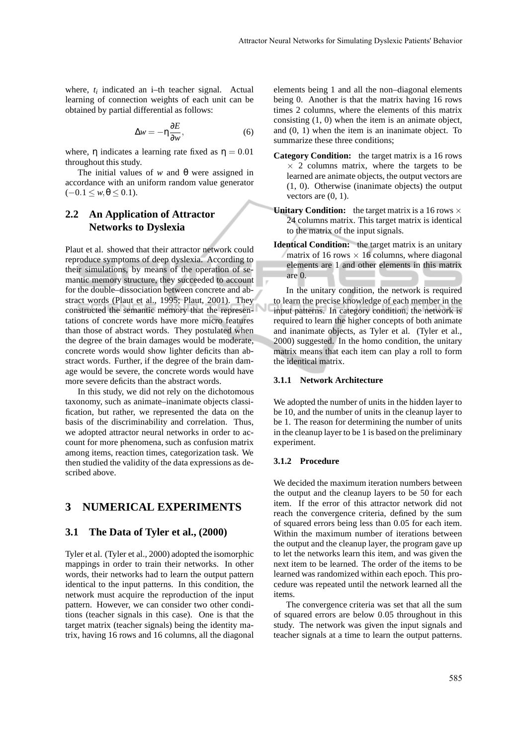where, $t_i$ indicated an i–th teacher signal. Actual learning of connection weights of each unit can be obtained by partial differential as follows:

$$\Delta w = -\eta \frac{\partial E}{\partial w}, \tag{6}$$

where, $\eta$ indicates a learning rate fixed as $\eta = 0.01$ throughout this study.

The initial values of $w$ and $\theta$ were assigned in accordance with an uniform random value generator ($-0.1 \leq w, \theta \leq 0.1$).

## 2.2 An Application of Attractor Networks to Dyslexia

Plaut et al. showed that their attractor network could reproduce symptoms of deep dyslexia. According to their simulations, by means of the operation of semantic memory structure, they succeeded to account for the double–dissociation between concrete and abstract words (Plaut et al., 1995; Plaut, 2001). They constructed the semantic memory that the representations of concrete words have more micro features than those of abstract words. They postulated when the degree of the brain damages would be moderate, concrete words would show lighter deficits than abstract words. Further, if the degree of the brain damage would be severe, the concrete words would have more severe deficits than the abstract words.

In this study, we did not rely on the dichotomous taxonomy, such as animate–inanimate objects classification, but rather, we represented the data on the basis of the discriminability and correlation. Thus, we adopted attractor neural networks in order to account for more phenomena, such as confusion matrix among items, reaction times, categorization task. We then studied the validity of the data expressions as described above.

# 3 NUMERICAL EXPERIMENTS

## 3.1 The Data of Tyler et al., (2000)

Tyler et al. (Tyler et al., 2000) adopted the isomorphic mappings in order to train their networks. In other words, their networks had to learn the output pattern identical to the input patterns. In this condition, the network must acquire the reproduction of the input pattern. However, we can consider two other conditions (teacher signals in this case). One is that the target matrix (teacher signals) being the identity matrix, having 16 rows and 16 columns, all the diagonal elements being 1 and all the non–diagonal elements being 0. Another is that the matrix having 16 rows times 2 columns, where the elements of this matrix consisting (1, 0) when the item is an animate object, and (0, 1) when the item is an inanimate object. To summarize these three conditions;

**Category Condition:** the target matrix is a 16 rows $\times$ 2 columns matrix, where the targets to be learned are animate objects, the output vectors are (1, 0). Otherwise (inanimate objects) the output vectors are (0, 1).

**Unitary Condition:** the target matrix is a 16 rows $\times$ 24 columns matrix. This target matrix is identical to the matrix of the input signals.

**Identical Condition:** the target matrix is an unitary matrix of 16 rows $\times$ 16 columns, where diagonal elements are 1 and other elements in this matrix are 0.

In the unitary condition, the network is required to learn the precise knowledge of each member in the input patterns. In category condition, the network is required to learn the higher concepts of both animate and inanimate objects, as Tyler et al. (Tyler et al., 2000) suggested. In the homo condition, the unitary matrix means that each item can play a roll to form the identical matrix.

### 3.1.1 Network Architecture

We adopted the number of units in the hidden layer to be 10, and the number of units in the cleanup layer to be 1. The reason for determining the number of units in the cleanup layer to be 1 is based on the preliminary experiment.

### 3.1.2 Procedure

We decided the maximum iteration numbers between the output and the cleanup layers to be 50 for each item. If the error of this attractor network did not reach the convergence criteria, defined by the sum of squared errors being less than 0.05 for each item. Within the maximum number of iterations between the output and the cleanup layer, the program gave up to let the networks learn this item, and was given the next item to be learned. The order of the items to be learned was randomized within each epoch. This procedure was repeated until the network learned all the items.

The convergence criteria was set that all the sum of squared errors are below 0.05 throughout in this study. The network was given the input signals and teacher signals at a time to learn the output patterns.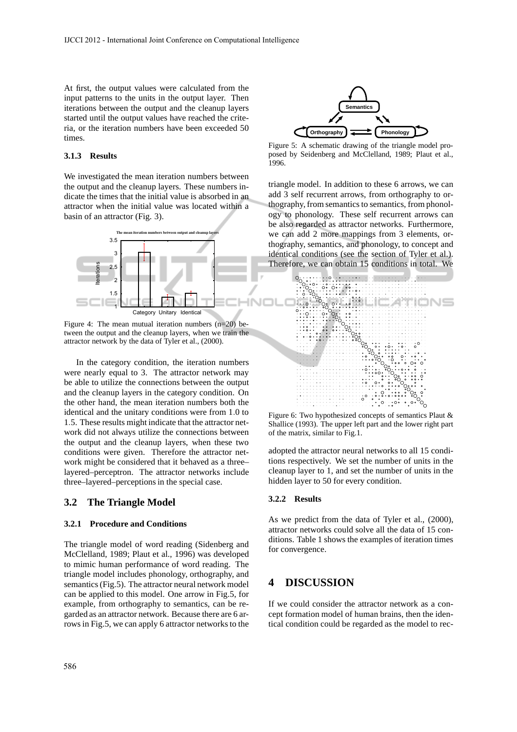At first, the output values were calculated from the input patterns to the units in the output layer. Then iterations between the output and the cleanup layers started until the output values have reached the criteria, or the iteration numbers have been exceeded 50 times.

#### 3.1.3 Results

We investigated the mean iteration numbers between the output and the cleanup layers. These numbers indicate the times that the initial value is absorbed in an attractor when the initial value was located within a basin of an attractor (Fig. 3).

Figure 4: The mean mutual iteration numbers (n=20) between the output and the cleanup layers, when we train the attractor network by the data of Tyler et al., (2000).

In the category condition, the iteration numbers were nearly equal to 3. The attractor network may be able to utilize the connections between the output and the cleanup layers in the category condition. On the other hand, the mean iteration numbers both the identical and the unitary conditions were from 1.0 to 1.5. These results might indicate that the attractor network did not always utilize the connections between the output and the cleanup layers, when these two conditions were given. Therefore the attractor network might be considered that it behaved as a three–layered–perceptron. The attractor networks include three–layered–perceptions in the special case.

### 3.2 The Triangle Model

#### 3.2.1 Procedure and Conditions

The triangle model of word reading (Sidenberg and McClelland, 1989; Plaut et al., 1996) was developed to mimic human performance of word reading. The triangle model includes phonology, orthography, and semantics (Fig.5). The attractor neural network model can be applied to this model. One arrow in Fig.5, for example, from orthography to semantics, can be regarded as an attractor network. Because there are 6 arrows in Fig.5, we can apply 6 attractor networks to the triangle model. In addition to these 6 arrows, we can add 3 self recurrent arrows, from orthography to orthography, from semantics to semantics, from phonology to phonology. These self recurrent arrows can be also regarded as attractor networks. Furthermore, we can add 2 more mappings from 3 elements, orthography, semantics, and phonology, to concept and identical conditions (see the section of Tyler et al.). Therefore, we can obtain 15 conditions in total. We adopted the attractor neural networks to all 15 conditions respectively. We set the number of units in the cleanup layer to 1, and set the number of units in the hidden layer to 50 for every condition.

Figure 5: A schematic drawing of the triangle model proposed by Seidenberg and McClelland, 1989; Plaut et al., 1996.

Figure 6: Two hypothesized concepts of semantics Plaut & Shallice (1993). The upper left part and the lower right part of the matrix, similar to Fig.1.

#### 3.2.2 Results

As we predict from the data of Tyler et al., (2000), attractor networks could solve all the data of 15 conditions. Table 1 shows the examples of iteration times for convergence.

## 4 DISCUSSION

If we could consider the attractor network as a concept formation model of human brains, then the identical condition could be regarded as the model to rec-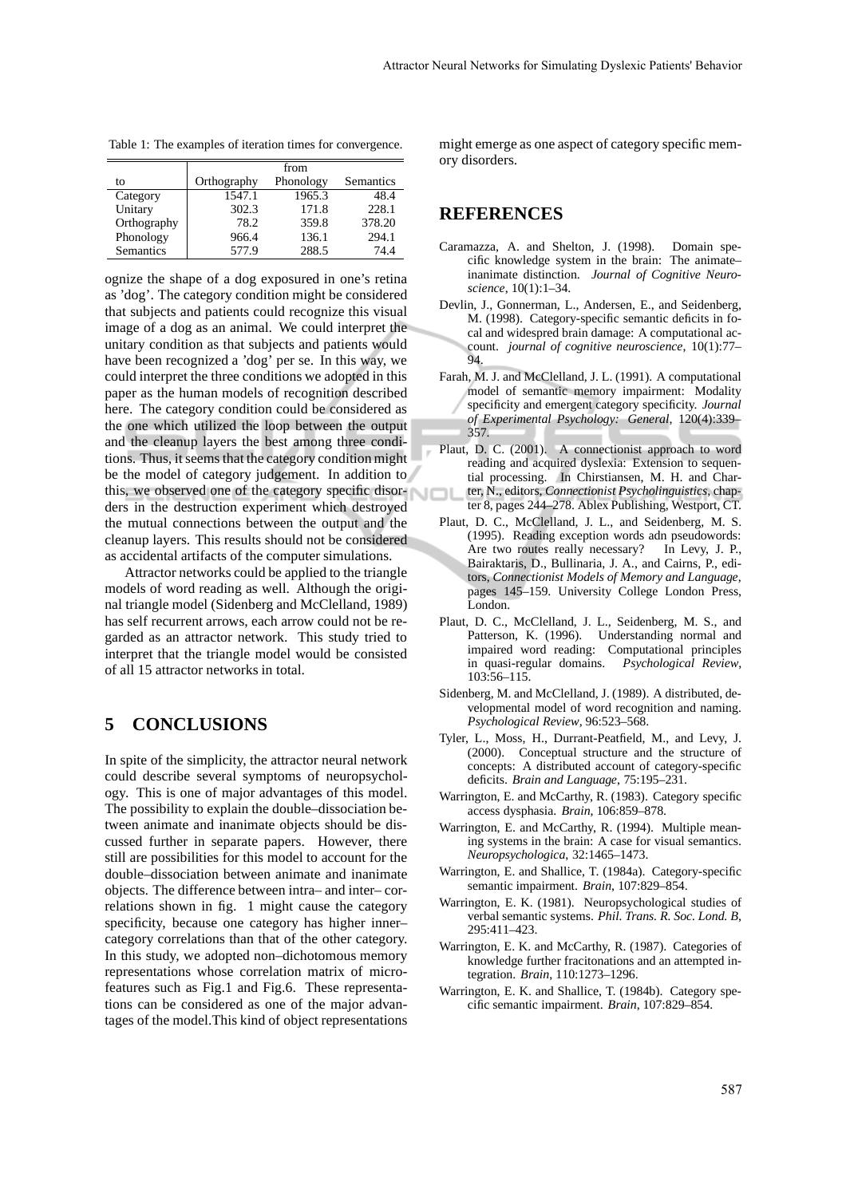Table 1: The examples of iteration times for convergence.

| | from | | |
|---|---|---|---|
| to | Orthography | Phonology | Semantics |
| Category | 1547.1 | 1965.3 | 48.4 |
| Unitary | 302.3 | 171.8 | 228.1 |
| Orthography | 78.2 | 359.8 | 378.20 |
| Phonology | 966.4 | 136.1 | 294.1 |
| Semantics | 577.9 | 288.5 | 74.4 |

ognize the shape of a dog exposured in one's retina as 'dog'. The category condition might be considered that subjects and patients could recognize this visual image of a dog as an animal. We could interpret the unitary condition as that subjects and patients would have been recognized a 'dog' per se. In this way, we could interpret the three conditions we adopted in this paper as the human models of recognition described here. The category condition could be considered as the one which utilized the loop between the output and the cleanup layers the best among three conditions. Thus, it seems that the category condition might be the model of category judgement. In addition to this, we observed one of the category specific disorders in the destruction experiment which destroyed the mutual connections between the output and the cleanup layers. This results should not be considered as accidental artifacts of the computer simulations.

Attractor networks could be applied to the triangle models of word reading as well. Although the original triangle model (Sidenberg and McClelland, 1989) has self recurrent arrows, each arrow could not be regarded as an attractor network. This study tried to interpret that the triangle model would be consisted of all 15 attractor networks in total.

## 5 CONCLUSIONS

In spite of the simplicity, the attractor neural network could describe several symptoms of neuropsychology. This is one of major advantages of this model. The possibility to explain the double–dissociation between animate and inanimate objects should be discussed further in separate papers. However, there still are possibilities for this model to account for the double–dissociation between animate and inanimate objects. The difference between intra– and inter– correlations shown in fig. 1 might cause the category specificity, because one category has higher inner–category correlations than that of the other category. In this study, we adopted non–dichotomous memory representations whose correlation matrix of micro-features such as Fig.1 and Fig.6. These representations can be considered as one of the major advantages of the model.This kind of object representations might emerge as one aspect of category specific memory disorders.

## REFERENCES

Caramazza, A. and Shelton, J. (1998). Domain specific knowledge system in the brain: The animate–inanimate distinction. *Journal of Cognitive Neuroscience*, 10(1):1–34.

Devlin, J., Gonnerman, L., Andersen, E., and Seidenberg, M. (1998). Category-specific semantic deficits in focal and widespred brain damage: A computational account. *journal of cognitive neuroscience*, 10(1):77–94.

Farah, M. J. and McClelland, J. L. (1991). A computational model of semantic memory impairment: Modality specificity and emergent category specificity. *Journal of Experimental Psychology: General*, 120(4):339–357.

Plaut, D. C. (2001). A connectionist approach to word reading and acquired dyslexia: Extension to sequential processing. In Chirstiansen, M. H. and Charter, N., editors, *Connectionist Psycholinguistics*, chapter 8, pages 244–278. Ablex Publishing, Westport, CT.

Plaut, D. C., McClelland, J. L., and Seidenberg, M. S. (1995). Reading exception words adn pseudowords: Are two routes really necessary? In Levy, J. P., Bairaktaris, D., Bullinaria, J. A., and Cairns, P., editors, *Connectionist Models of Memory and Language*, pages 145–159. University College London Press, London.

Plaut, D. C., McClelland, J. L., Seidenberg, M. S., and Patterson, K. (1996). Understanding normal and impaired word reading: Computational principles in quasi-regular domains. *Psychological Review*, 103:56–115.

Sidenberg, M. and McClelland, J. (1989). A distributed, developmental model of word recognition and naming. *Psychological Review*, 96:523–568.

Tyler, L., Moss, H., Durrant-Peatfield, M., and Levy, J. (2000). Conceptual structure and the structure of concepts: A distributed account of category-specific deficits. *Brain and Language*, 75:195–231.

Warrington, E. and McCarthy, R. (1983). Category specific access dysphasia. *Brain*, 106:859–878.

Warrington, E. and McCarthy, R. (1994). Multiple meaning systems in the brain: A case for visual semantics. *Neuropsychologica*, 32:1465–1473.

Warrington, E. and Shallice, T. (1984a). Category-specific semantic impairment. *Brain*, 107:829–854.

Warrington, E. K. (1981). Neuropsychological studies of verbal semantic systems. *Phil. Trans. R. Soc. Lond. B*, 295:411–423.

Warrington, E. K. and McCarthy, R. (1987). Categories of knowledge further fracitonations and an attempted integration. *Brain*, 110:1273–1296.

Warrington, E. K. and Shallice, T. (1984b). Category specific semantic impairment. *Brain*, 107:829–854.